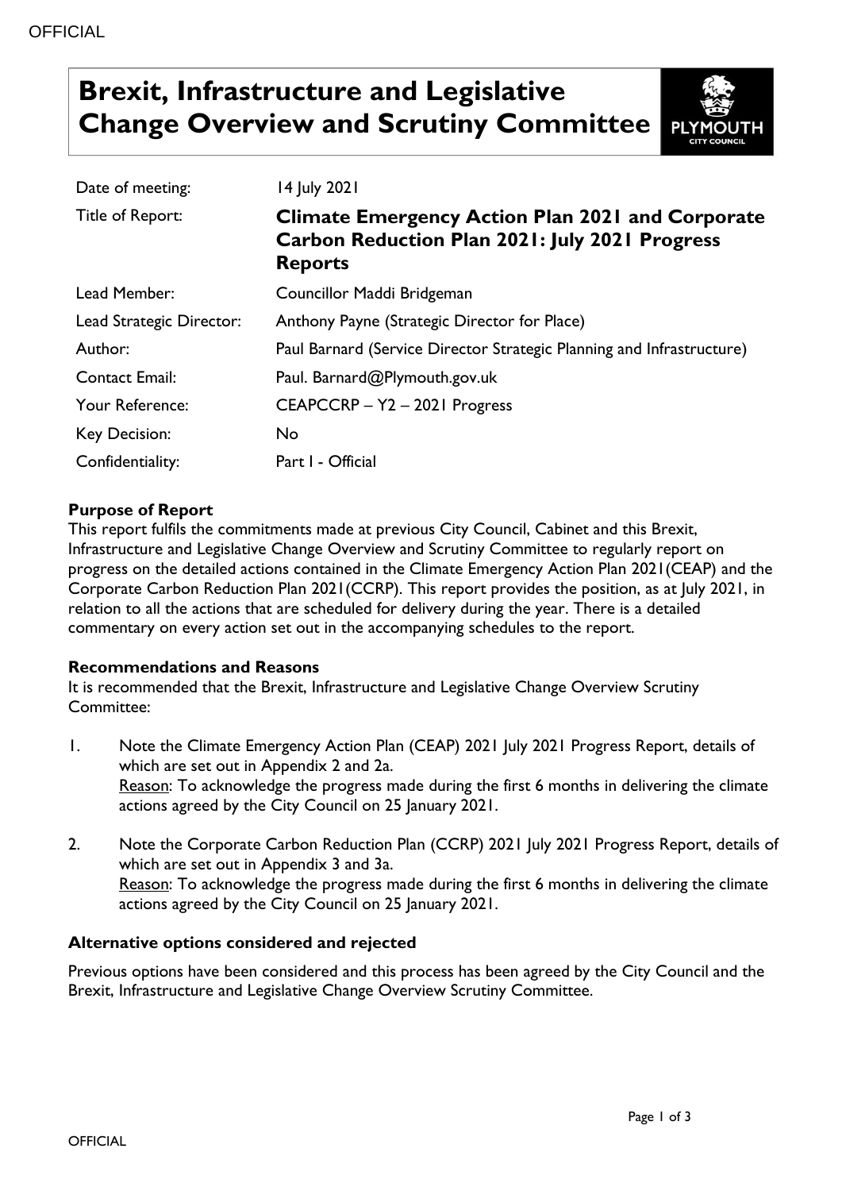# Brexit, Infrastructure and Legislative Change Overview and Scrutiny Committee

| | |
|---|---|
| Date of meeting: | 14 July 2021 |
| Title of Report: | **Climate Emergency Action Plan 2021 and Corporate Carbon Reduction Plan 2021: July 2021 Progress Reports** |
| Lead Member: | Councillor Maddi Bridgeman |
| Lead Strategic Director: | Anthony Payne (Strategic Director for Place) |
| Author: | Paul Barnard (Service Director Strategic Planning and Infrastructure) |
| Contact Email: | Paul. Barnard@Plymouth.gov.uk |
| Your Reference: | CEAPCCRP – Y2 – 2021 Progress |
| Key Decision: | No |
| Confidentiality: | Part I - Official |

**Purpose of Report**

This report fulfils the commitments made at previous City Council, Cabinet and this Brexit, Infrastructure and Legislative Change Overview and Scrutiny Committee to regularly report on progress on the detailed actions contained in the Climate Emergency Action Plan 2021(CEAP) and the Corporate Carbon Reduction Plan 2021(CCRP). This report provides the position, as at July 2021, in relation to all the actions that are scheduled for delivery during the year. There is a detailed commentary on every action set out in the accompanying schedules to the report.

**Recommendations and Reasons**

It is recommended that the Brexit, Infrastructure and Legislative Change Overview Scrutiny Committee:

1. Note the Climate Emergency Action Plan (CEAP) 2021 July 2021 Progress Report, details of which are set out in Appendix 2 and 2a.
   Reason: To acknowledge the progress made during the first 6 months in delivering the climate actions agreed by the City Council on 25 January 2021.

2. Note the Corporate Carbon Reduction Plan (CCRP) 2021 July 2021 Progress Report, details of which are set out in Appendix 3 and 3a.
   Reason: To acknowledge the progress made during the first 6 months in delivering the climate actions agreed by the City Council on 25 January 2021.

**Alternative options considered and rejected**

Previous options have been considered and this process has been agreed by the City Council and the Brexit, Infrastructure and Legislative Change Overview Scrutiny Committee.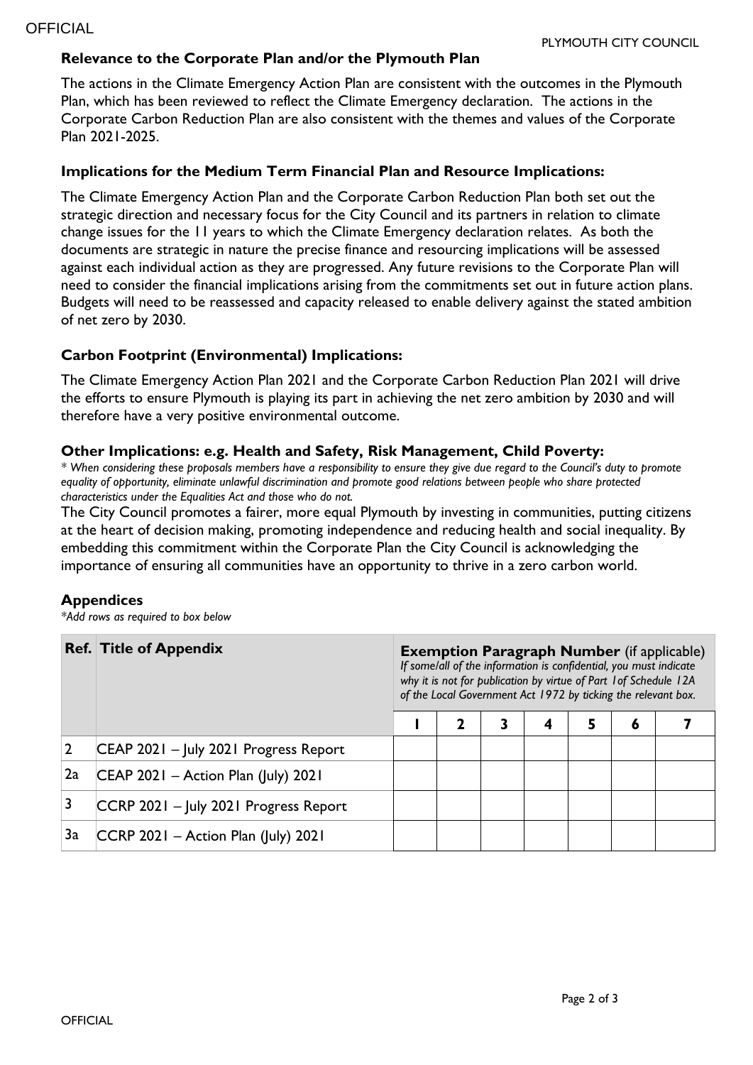**Relevance to the Corporate Plan and/or the Plymouth Plan**

The actions in the Climate Emergency Action Plan are consistent with the outcomes in the Plymouth Plan, which has been reviewed to reflect the Climate Emergency declaration. The actions in the Corporate Carbon Reduction Plan are also consistent with the themes and values of the Corporate Plan 2021-2025.

**Implications for the Medium Term Financial Plan and Resource Implications:**

The Climate Emergency Action Plan and the Corporate Carbon Reduction Plan both set out the strategic direction and necessary focus for the City Council and its partners in relation to climate change issues for the 11 years to which the Climate Emergency declaration relates. As both the documents are strategic in nature the precise finance and resourcing implications will be assessed against each individual action as they are progressed. Any future revisions to the Corporate Plan will need to consider the financial implications arising from the commitments set out in future action plans. Budgets will need to be reassessed and capacity released to enable delivery against the stated ambition of net zero by 2030.

**Carbon Footprint (Environmental) Implications:**

The Climate Emergency Action Plan 2021 and the Corporate Carbon Reduction Plan 2021 will drive the efforts to ensure Plymouth is playing its part in achieving the net zero ambition by 2030 and will therefore have a very positive environmental outcome.

**Other Implications: e.g. Health and Safety, Risk Management, Child Poverty:**

*\* When considering these proposals members have a responsibility to ensure they give due regard to the Council's duty to promote equality of opportunity, eliminate unlawful discrimination and promote good relations between people who share protected characteristics under the Equalities Act and those who do not.*

The City Council promotes a fairer, more equal Plymouth by investing in communities, putting citizens at the heart of decision making, promoting independence and reducing health and social inequality. By embedding this commitment within the Corporate Plan the City Council is acknowledging the importance of ensuring all communities have an opportunity to thrive in a zero carbon world.

**Appendices**

*\*Add rows as required to box below*

| Ref. | Title of Appendix | Exemption Paragraph Number (if applicable) *If some/all of the information is confidential, you must indicate why it is not for publication by virtue of Part 1of Schedule 12A of the Local Government Act 1972 by ticking the relevant box.* | | | | | | |
|---|---|---|---|---|---|---|---|---|
| | | 1 | 2 | 3 | 4 | 5 | 6 | 7 |
| 2 | CEAP 2021 – July 2021 Progress Report | | | | | | | |
| 2a | CEAP 2021 – Action Plan (July) 2021 | | | | | | | |
| 3 | CCRP 2021 – July 2021 Progress Report | | | | | | | |
| 3a | CCRP 2021 – Action Plan (July) 2021 | | | | | | | |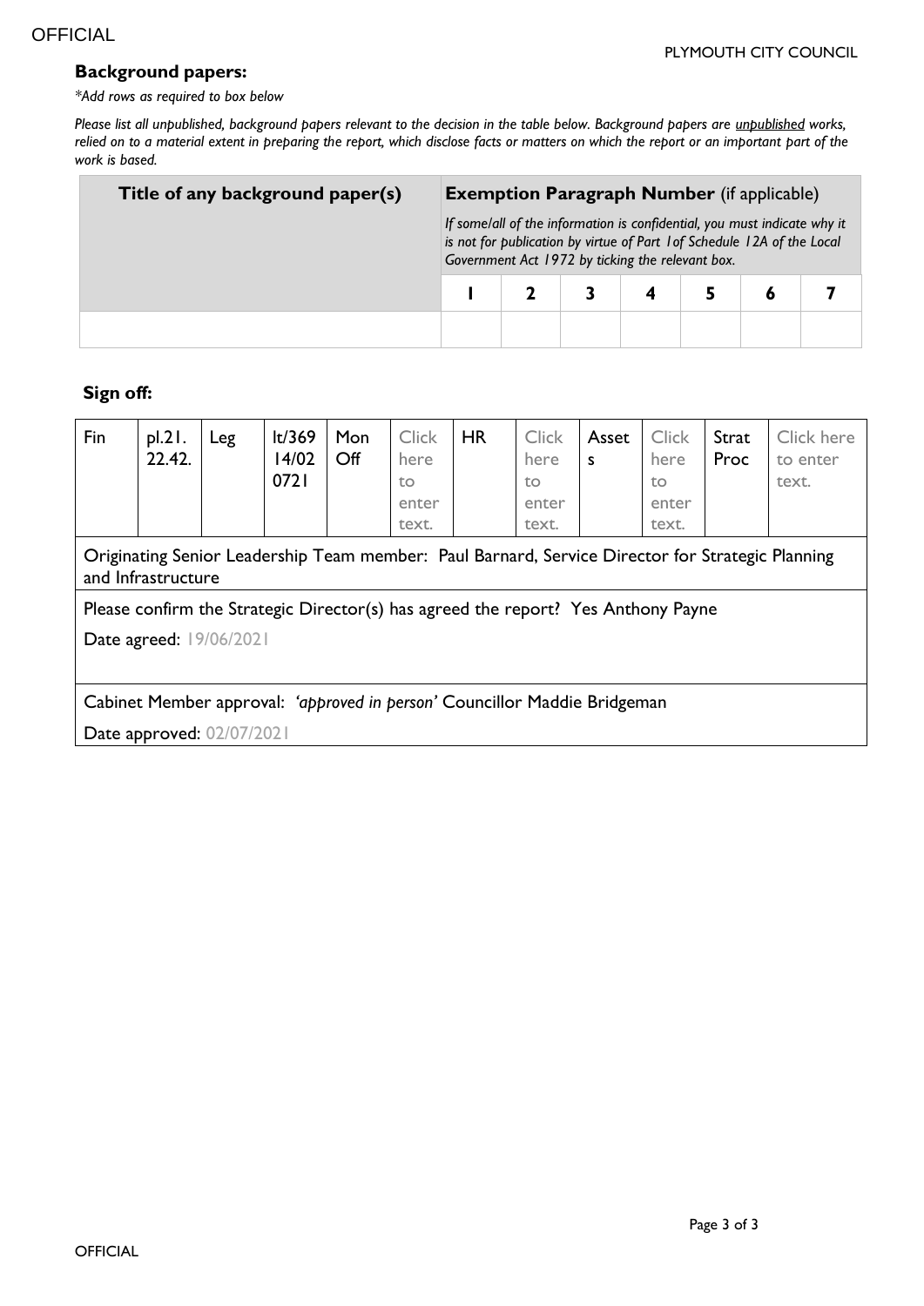## Background papers:

*\*Add rows as required to box below*

*Please list all unpublished, background papers relevant to the decision in the table below. Background papers are unpublished works, relied on to a material extent in preparing the report, which disclose facts or matters on which the report or an important part of the work is based.*

| Title of any background paper(s) | Exemption Paragraph Number (if applicable) *If some/all of the information is confidential, you must indicate why it is not for publication by virtue of Part 1of Schedule 12A of the Local Government Act 1972 by ticking the relevant box.* | | | | | | |
|---|---|---|---|---|---|---|---|
| | 1 | 2 | 3 | 4 | 5 | 6 | 7 |
| | | | | | | | |

## Sign off:

| | | | | | | | | | | | |
|---|---|---|---|---|---|---|---|---|---|---|---|
| Fin | pl.21.22.42. | Leg | lt/369 14/02 0721 | Mon Off | Click here to enter text. | HR | Click here to enter text. | Assets | Click here to enter text. | Strat Proc | Click here to enter text. |

Originating Senior Leadership Team member: Paul Barnard, Service Director for Strategic Planning and Infrastructure

Please confirm the Strategic Director(s) has agreed the report? Yes Anthony Payne

Date agreed: 19/06/2021

Cabinet Member approval: *'approved in person'* Councillor Maddie Bridgeman

Date approved: 02/07/2021